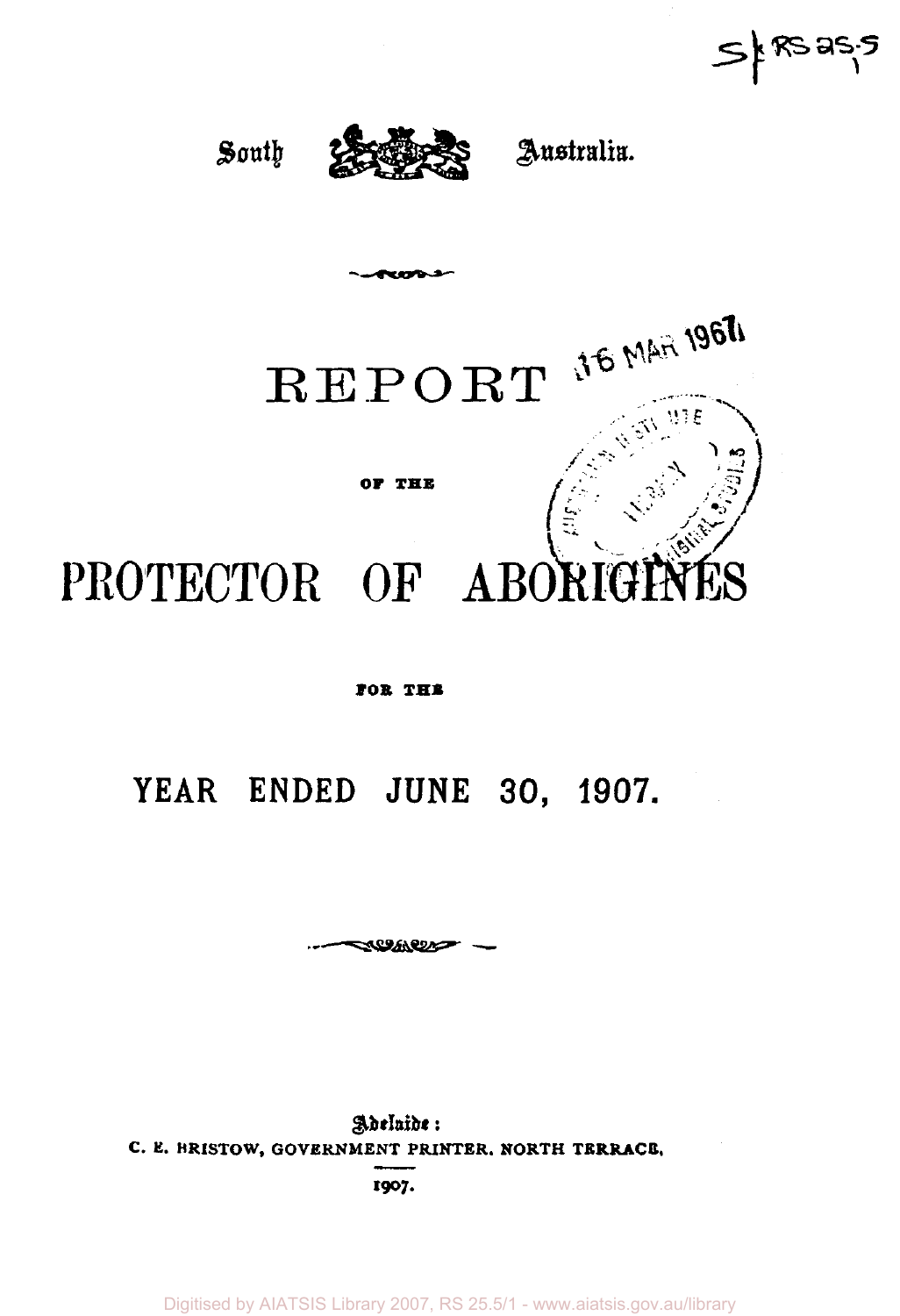South Australia.

# REPORT

OF THE

# PROTECTOR OF ABORIGINES

FOR THE

## YEAR ENDED JUNE 30, 1907.

Adelaide:
C. E. BRISTOW, GOVERNMENT PRINTER, NORTH TERRACE.

1907.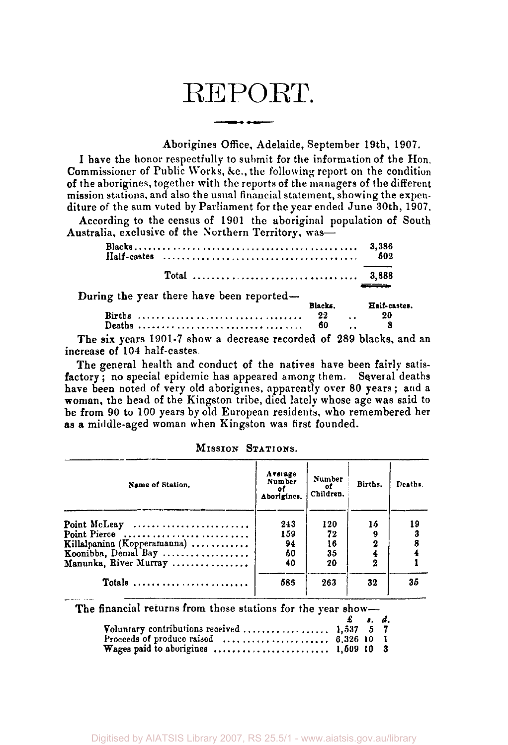# REPORT.

Aborigines Office, Adelaide, September 19th, 1907.

I have the honor respectfully to submit for the information of the Hon. Commissioner of Public Works, &c., the following report on the condition of the aborigines, together with the reports of the managers of the different mission stations, and also the usual financial statement, showing the expenditure of the sum voted by Parliament for the year ended June 30th, 1907.

According to the census of 1901 the aboriginal population of South Australia, exclusive of the Northern Territory, was—

| | |
|---|---|
| Blacks | 3,386 |
| Half-castes | 502 |
| Total | 3,888 |

During the year there have been reported—

| | Blacks. | Half-castes. |
|---|---|---|
| Births | 22 | 20 |
| Deaths | 60 | 8 |

The six years 1901-7 show a decrease recorded of 289 blacks, and an increase of 104 half-castes.

The general health and conduct of the natives have been fairly satisfactory; no special epidemic has appeared among them. Several deaths have been noted of very old aborigines, apparently over 80 years; and a woman, the head of the Kingston tribe, died lately whose age was said to be from 90 to 100 years by old European residents, who remembered her as a middle-aged woman when Kingston was first founded.

MISSION STATIONS.

| Name of Station. | Average Number of Aborigines. | Number of Children. | Births. | Deaths. |
|---|---|---|---|---|
| Point McLeay | 243 | 120 | 15 | 19 |
| Point Pierce | 159 | 72 | 9 | 3 |
| Killalpanina (Kopperamanna) | 94 | 16 | 2 | 8 |
| Koonibba, Denial Bay | 50 | 35 | 4 | 4 |
| Manunka, River Murray | 40 | 20 | 2 | 1 |
| Totals | 586 | 263 | 32 | 35 |

The financial returns from these stations for the year show—

| | £ | s. | d. |
|---|---|---|---|
| Voluntary contributions received | 1,537 | 5 | 7 |
| Proceeds of produce raised | 6,326 | 10 | 1 |
| Wages paid to aborigines | 1,509 | 10 | 3 |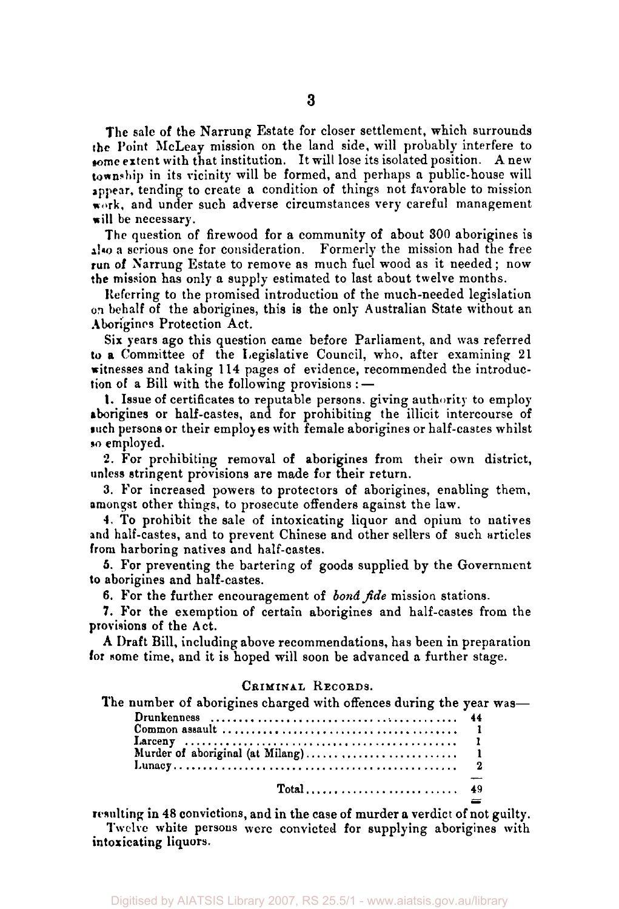The sale of the Narrung Estate for closer settlement, which surrounds the Point McLeay mission on the land side, will probably interfere to some extent with that institution. It will lose its isolated position. A new township in its vicinity will be formed, and perhaps a public-house will appear, tending to create a condition of things not favorable to mission work, and under such adverse circumstances very careful management will be necessary.

The question of firewood for a community of about 300 aborigines is also a serious one for consideration. Formerly the mission had the free run of Narrung Estate to remove as much fuel wood as it needed; now the mission has only a supply estimated to last about twelve months.

Referring to the promised introduction of the much-needed legislation on behalf of the aborigines, this is the only Australian State without an Aborigines Protection Act.

Six years ago this question came before Parliament, and was referred to a Committee of the Legislative Council, who, after examining 21 witnesses and taking 114 pages of evidence, recommended the introduction of a Bill with the following provisions:—

1. Issue of certificates to reputable persons, giving authority to employ aborigines or half-castes, and for prohibiting the illicit intercourse of such persons or their employes with female aborigines or half-castes whilst so employed.
2. For prohibiting removal of aborigines from their own district, unless stringent provisions are made for their return.
3. For increased powers to protectors of aborigines, enabling them, amongst other things, to prosecute offenders against the law.
4. To prohibit the sale of intoxicating liquor and opium to natives and half-castes, and to prevent Chinese and other sellers of such articles from harboring natives and half-castes.
5. For preventing the bartering of goods supplied by the Government to aborigines and half-castes.
6. For the further encouragement of *bonâ fide* mission stations.
7. For the exemption of certain aborigines and half-castes from the provisions of the Act.

A Draft Bill, including above recommendations, has been in preparation for some time, and it is hoped will soon be advanced a further stage.

## Criminal Records.

The number of aborigines charged with offences during the year was—

| Offence | Number |
|---|---|
| Drunkenness | 44 |
| Common assault | 1 |
| Larceny | 1 |
| Murder of aboriginal (at Milang) | 1 |
| Lunacy | 2 |
| Total | 49 |

resulting in 48 convictions, and in the case of murder a verdict of not guilty.

Twelve white persons were convicted for supplying aborigines with intoxicating liquors.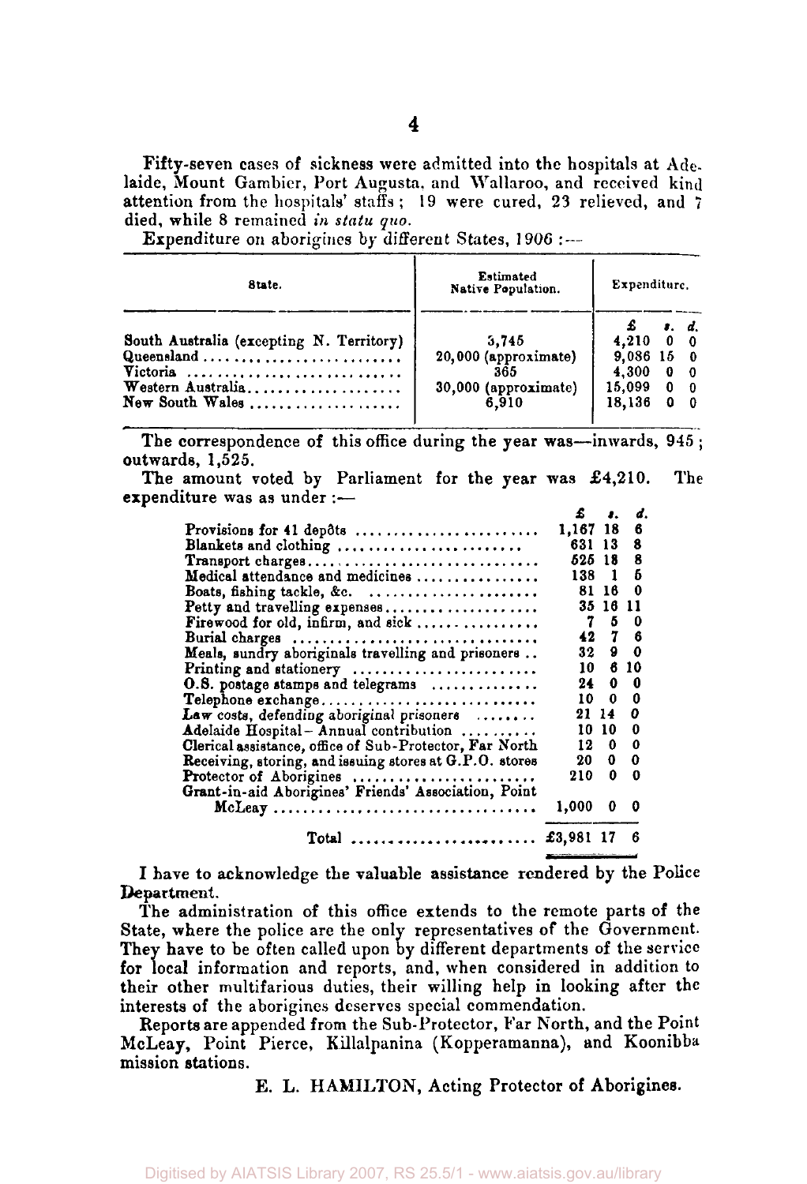Fifty-seven cases of sickness were admitted into the hospitals at Adelaide, Mount Gambier, Port Augusta, and Wallaroo, and received kind attention from the hospitals' staffs; 19 were cured, 23 relieved, and 7 died, while 8 remained *in statu quo*.

Expenditure on aborigines by different States, 1906:—

| State. | Estimated Native Population. | Expenditure. | | |
|---|---|---|---|---|
| | | £ | s. | d. |
| South Australia (excepting N. Territory) | 3,745 | 4,210 | 0 | 0 |
| Queensland | 20,000 (approximate) | 9,086 | 15 | 0 |
| Victoria | 365 | 4,300 | 0 | 0 |
| Western Australia | 30,000 (approximate) | 15,099 | 0 | 0 |
| New South Wales | 6,910 | 18,136 | 0 | 0 |

The correspondence of this office during the year was—inwards, 945; outwards, 1,525.

The amount voted by Parliament for the year was £4,210. The expenditure was as under:—

| | £ | s. | d. |
|---|---|---|---|
| Provisions for 41 depôts | 1,167 | 18 | 6 |
| Blankets and clothing | 631 | 13 | 8 |
| Transport charges | 525 | 18 | 8 |
| Medical attendance and medicines | 138 | 1 | 5 |
| Boats, fishing tackle, &c. | 81 | 16 | 0 |
| Petty and travelling expenses | 35 | 16 | 11 |
| Firewood for old, infirm, and sick | 7 | 5 | 0 |
| Burial charges | 42 | 7 | 6 |
| Meals, sundry aboriginals travelling and prisoners | 32 | 9 | 0 |
| Printing and stationery | 10 | 6 | 10 |
| O.S. postage stamps and telegrams | 24 | 0 | 0 |
| Telephone exchange | 10 | 0 | 0 |
| Law costs, defending aboriginal prisoners | 21 | 14 | 0 |
| Adelaide Hospital—Annual contribution | 10 | 10 | 0 |
| Clerical assistance, office of Sub-Protector, Far North | 12 | 0 | 0 |
| Receiving, storing, and issuing stores at G.P.O. stores | 20 | 0 | 0 |
| Protector of Aborigines | 210 | 0 | 0 |
| Grant-in-aid Aborigines' Friends' Association, Point McLeay | 1,000 | 0 | 0 |
| Total | £3,981 | 17 | 6 |

I have to acknowledge the valuable assistance rendered by the Police Department.

The administration of this office extends to the remote parts of the State, where the police are the only representatives of the Government. They have to be often called upon by different departments of the service for local information and reports, and, when considered in addition to their other multifarious duties, their willing help in looking after the interests of the aborigines deserves special commendation.

Reports are appended from the Sub-Protector, Far North, and the Point McLeay, Point Pierce, Killalpanina (Kopperamanna), and Koonibba mission stations.

E. L. HAMILTON, Acting Protector of Aborigines.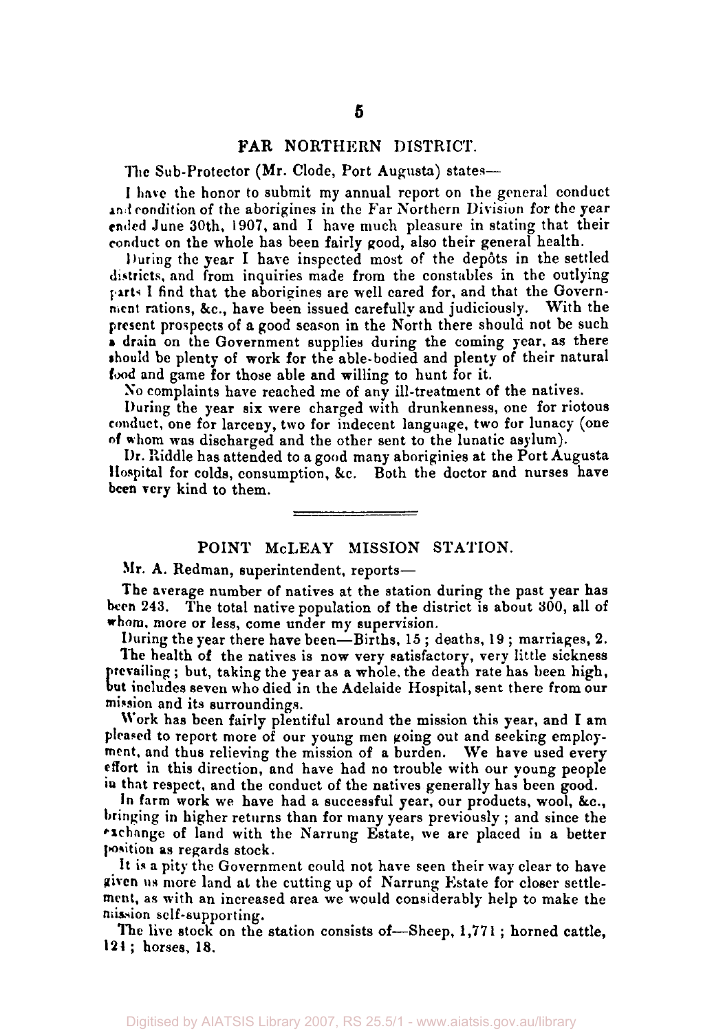## FAR NORTHERN DISTRICT.

The Sub-Protector (Mr. Clode, Port Augusta) states—

I have the honor to submit my annual report on the general conduct and condition of the aborigines in the Far Northern Division for the year ended June 30th, 1907, and I have much pleasure in stating that their conduct on the whole has been fairly good, also their general health.

During the year I have inspected most of the depôts in the settled districts, and from inquiries made from the constables in the outlying parts I find that the aborigines are well cared for, and that the Government rations, &c., have been issued carefully and judiciously. With the present prospects of a good season in the North there should not be such a drain on the Government supplies during the coming year, as there should be plenty of work for the able-bodied and plenty of their natural food and game for those able and willing to hunt for it.

No complaints have reached me of any ill-treatment of the natives.

During the year six were charged with drunkenness, one for riotous conduct, one for larceny, two for indecent language, two for lunacy (one of whom was discharged and the other sent to the lunatic asylum).

Dr. Riddle has attended to a good many aboriginies at the Port Augusta Hospital for colds, consumption, &c. Both the doctor and nurses have been very kind to them.

---

## POINT McLEAY MISSION STATION.

Mr. A. Redman, superintendent, reports—

The average number of natives at the station during the past year has been 243. The total native population of the district is about 300, all of whom, more or less, come under my supervision.

During the year there have been—Births, 15; deaths, 19; marriages, 2.

The health of the natives is now very satisfactory, very little sickness prevailing; but, taking the year as a whole, the death rate has been high, but includes seven who died in the Adelaide Hospital, sent there from our mission and its surroundings.

Work has been fairly plentiful around the mission this year, and I am pleased to report more of our young men going out and seeking employment, and thus relieving the mission of a burden. We have used every effort in this direction, and have had no trouble with our young people in that respect, and the conduct of the natives generally has been good.

In farm work we have had a successful year, our products, wool, &c., bringing in higher returns than for many years previously; and since the exchange of land with the Narrung Estate, we are placed in a better position as regards stock.

It is a pity the Government could not have seen their way clear to have given us more land at the cutting up of Narrung Estate for closer settlement, as with an increased area we would considerably help to make the mission self-supporting.

The live stock on the station consists of—Sheep, 1,771; horned cattle, 124; horses, 18.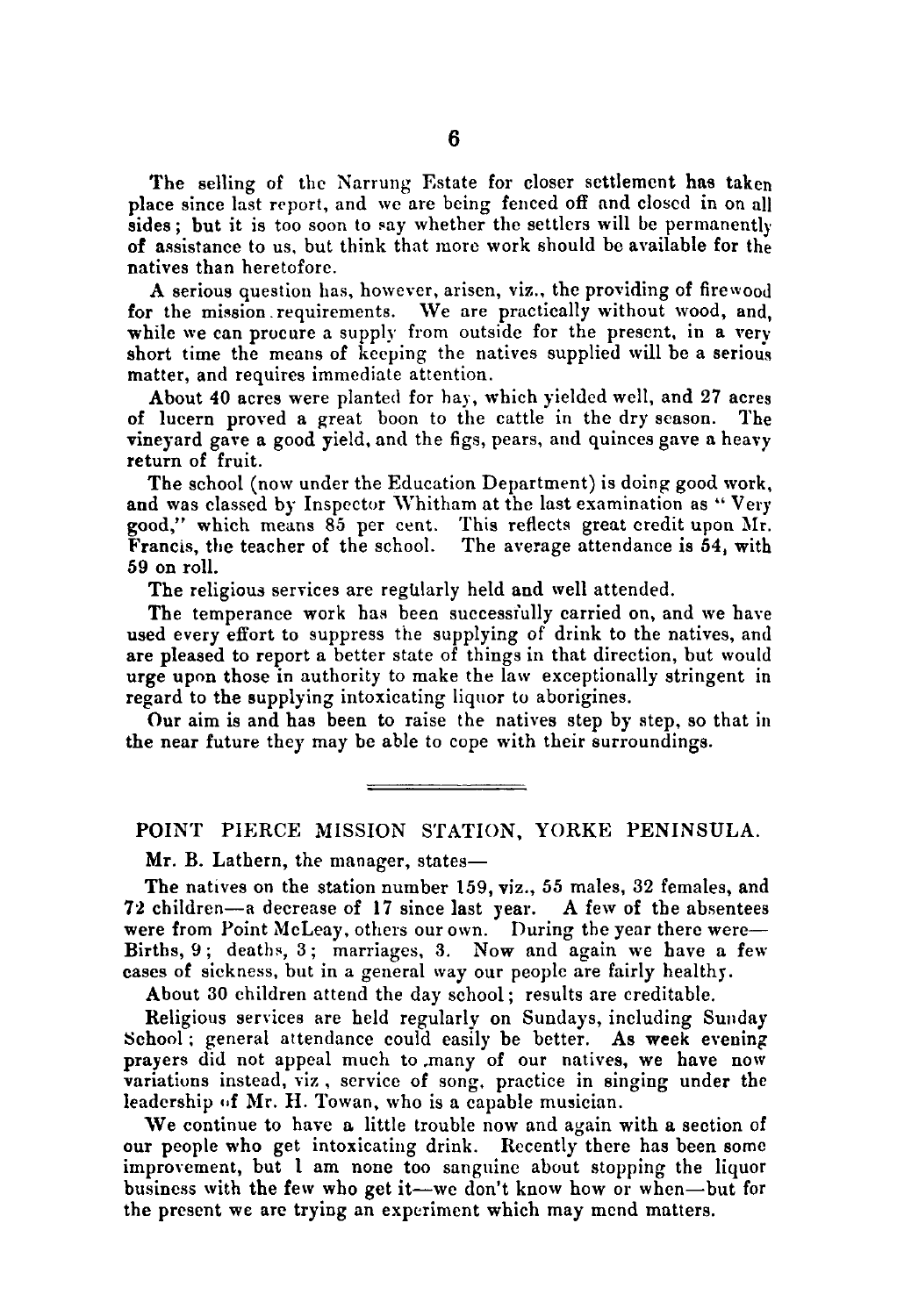The selling of the Narrung Estate for closer settlement has taken place since last report, and we are being fenced off and closed in on all sides; but it is too soon to say whether the settlers will be permanently of assistance to us, but think that more work should be available for the natives than heretofore.

A serious question has, however, arisen, viz., the providing of firewood for the mission requirements. We are practically without wood, and, while we can procure a supply from outside for the present, in a very short time the means of keeping the natives supplied will be a serious matter, and requires immediate attention.

About 40 acres were planted for hay, which yielded well, and 27 acres of lucern proved a great boon to the cattle in the dry season. The vineyard gave a good yield, and the figs, pears, and quinces gave a heavy return of fruit.

The school (now under the Education Department) is doing good work, and was classed by Inspector Whitham at the last examination as "Very good," which means 85 per cent. This reflects great credit upon Mr. Francis, the teacher of the school. The average attendance is 54, with 59 on roll.

The religious services are regularly held and well attended.

The temperance work has been successfully carried on, and we have used every effort to suppress the supplying of drink to the natives, and are pleased to report a better state of things in that direction, but would urge upon those in authority to make the law exceptionally stringent in regard to the supplying intoxicating liquor to aborigines.

Our aim is and has been to raise the natives step by step, so that in the near future they may be able to cope with their surroundings.

---

## POINT PIERCE MISSION STATION, YORKE PENINSULA.

Mr. B. Lathern, the manager, states—

The natives on the station number 159, viz., 55 males, 32 females, and 72 children—a decrease of 17 since last year. A few of the absentees were from Point McLeay, others our own. During the year there were—Births, 9; deaths, 3; marriages, 3. Now and again we have a few cases of sickness, but in a general way our people are fairly healthy.

About 30 children attend the day school; results are creditable.

Religious services are held regularly on Sundays, including Sunday School; general attendance could easily be better. As week evening prayers did not appeal much to many of our natives, we have now variations instead, viz., service of song, practice in singing under the leadership of Mr. H. Towan, who is a capable musician.

We continue to have a little trouble now and again with a section of our people who get intoxicating drink. Recently there has been some improvement, but I am none too sanguine about stopping the liquor business with the few who get it—we don't know how or when—but for the present we are trying an experiment which may mend matters.